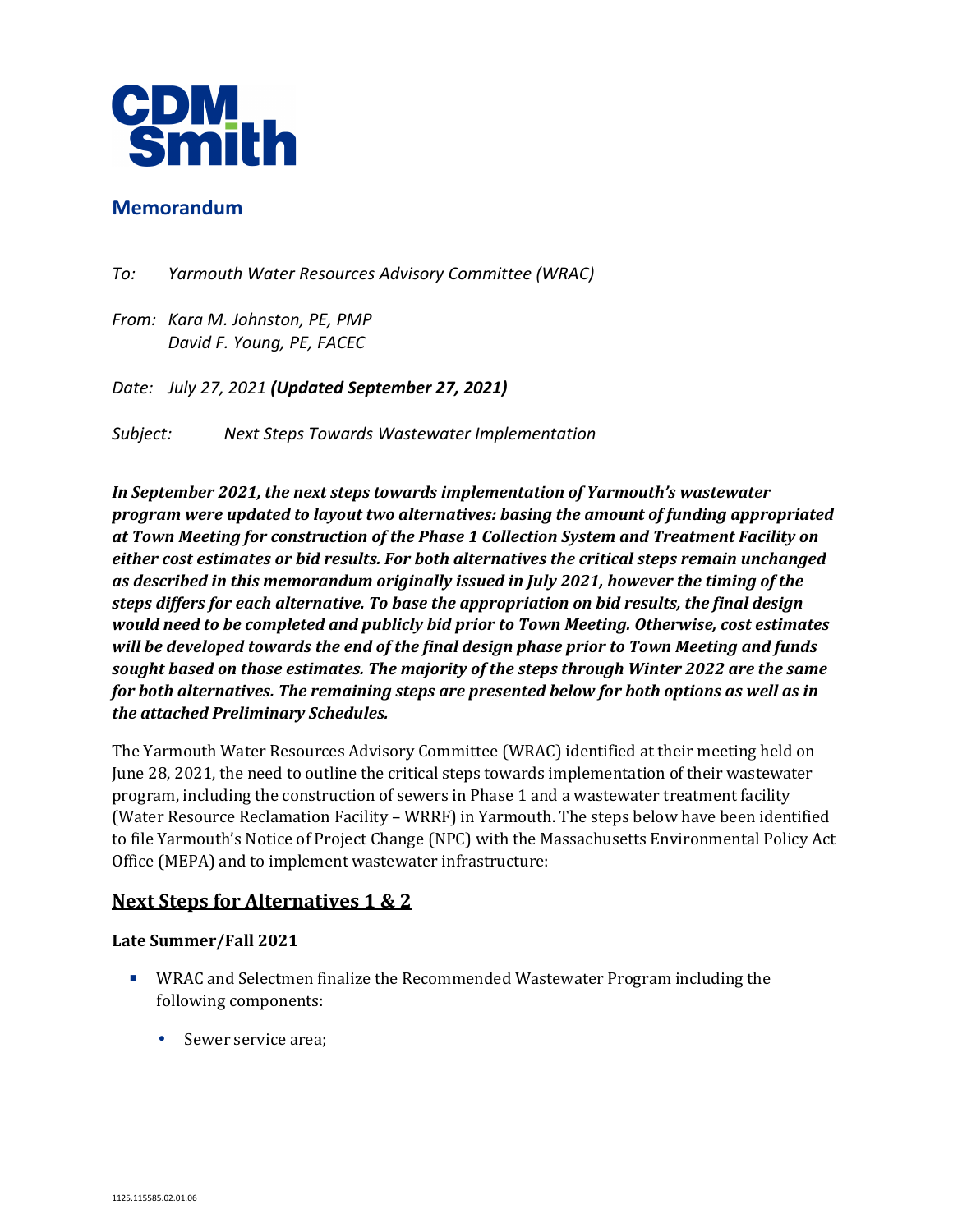CDM Smith

## Memorandum

*To:* *Yarmouth Water Resources Advisory Committee (WRAC)*

*From:* *Kara M. Johnston, PE, PMP*
*David F. Young, PE, FACEC*

*Date:* *July 27, 2021* ***(Updated September 27, 2021)***

*Subject:* *Next Steps Towards Wastewater Implementation*

***In September 2021, the next steps towards implementation of Yarmouth's wastewater program were updated to layout two alternatives: basing the amount of funding appropriated at Town Meeting for construction of the Phase 1 Collection System and Treatment Facility on either cost estimates or bid results. For both alternatives the critical steps remain unchanged as described in this memorandum originally issued in July 2021, however the timing of the steps differs for each alternative. To base the appropriation on bid results, the final design would need to be completed and publicly bid prior to Town Meeting. Otherwise, cost estimates will be developed towards the end of the final design phase prior to Town Meeting and funds sought based on those estimates. The majority of the steps through Winter 2022 are the same for both alternatives. The remaining steps are presented below for both options as well as in the attached Preliminary Schedules.***

The Yarmouth Water Resources Advisory Committee (WRAC) identified at their meeting held on June 28, 2021, the need to outline the critical steps towards implementation of their wastewater program, including the construction of sewers in Phase 1 and a wastewater treatment facility (Water Resource Reclamation Facility – WRRF) in Yarmouth. The steps below have been identified to file Yarmouth's Notice of Project Change (NPC) with the Massachusetts Environmental Policy Act Office (MEPA) and to implement wastewater infrastructure:

## Next Steps for Alternatives 1 & 2

### Late Summer/Fall 2021

- WRAC and Selectmen finalize the Recommended Wastewater Program including the following components:
  - Sewer service area;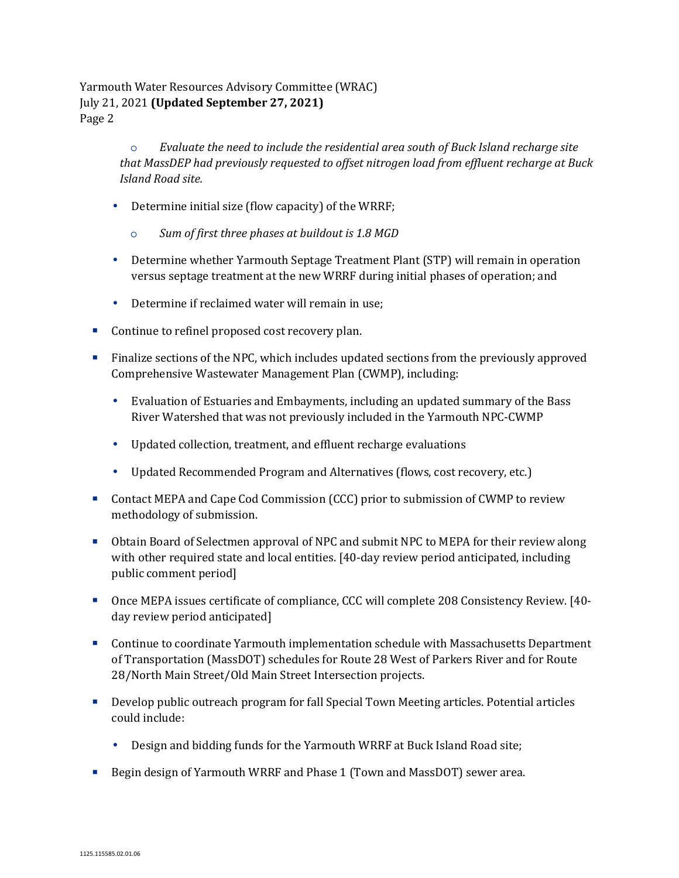- *Evaluate the need to include the residential area south of Buck Island recharge site that MassDEP had previously requested to offset nitrogen load from effluent recharge at Buck Island Road site.*

  - Determine initial size (flow capacity) of the WRRF;
    - *Sum of first three phases at buildout is 1.8 MGD*
  - Determine whether Yarmouth Septage Treatment Plant (STP) will remain in operation versus septage treatment at the new WRRF during initial phases of operation; and
  - Determine if reclaimed water will remain in use;

- Continue to refinel proposed cost recovery plan.
- Finalize sections of the NPC, which includes updated sections from the previously approved Comprehensive Wastewater Management Plan (CWMP), including:
  - Evaluation of Estuaries and Embayments, including an updated summary of the Bass River Watershed that was not previously included in the Yarmouth NPC-CWMP
  - Updated collection, treatment, and effluent recharge evaluations
  - Updated Recommended Program and Alternatives (flows, cost recovery, etc.)
- Contact MEPA and Cape Cod Commission (CCC) prior to submission of CWMP to review methodology of submission.
- Obtain Board of Selectmen approval of NPC and submit NPC to MEPA for their review along with other required state and local entities. [40-day review period anticipated, including public comment period]
- Once MEPA issues certificate of compliance, CCC will complete 208 Consistency Review. [40-day review period anticipated]
- Continue to coordinate Yarmouth implementation schedule with Massachusetts Department of Transportation (MassDOT) schedules for Route 28 West of Parkers River and for Route 28/North Main Street/Old Main Street Intersection projects.
- Develop public outreach program for fall Special Town Meeting articles. Potential articles could include:
  - Design and bidding funds for the Yarmouth WRRF at Buck Island Road site;
- Begin design of Yarmouth WRRF and Phase 1 (Town and MassDOT) sewer area.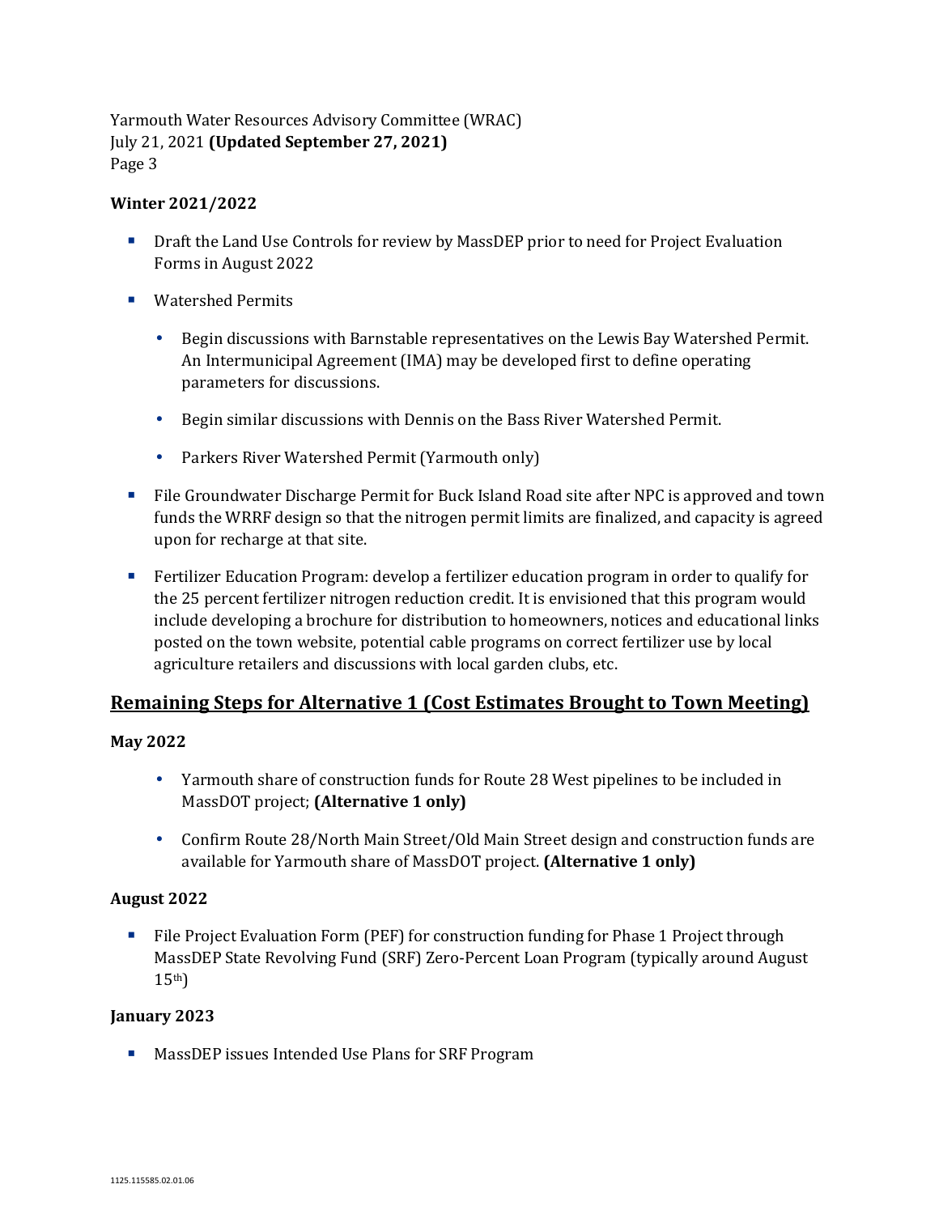**Winter 2021/2022**

- Draft the Land Use Controls for review by MassDEP prior to need for Project Evaluation Forms in August 2022
- Watershed Permits
  - Begin discussions with Barnstable representatives on the Lewis Bay Watershed Permit. An Intermunicipal Agreement (IMA) may be developed first to define operating parameters for discussions.
  - Begin similar discussions with Dennis on the Bass River Watershed Permit.
  - Parkers River Watershed Permit (Yarmouth only)
- File Groundwater Discharge Permit for Buck Island Road site after NPC is approved and town funds the WRRF design so that the nitrogen permit limits are finalized, and capacity is agreed upon for recharge at that site.
- Fertilizer Education Program: develop a fertilizer education program in order to qualify for the 25 percent fertilizer nitrogen reduction credit. It is envisioned that this program would include developing a brochure for distribution to homeowners, notices and educational links posted on the town website, potential cable programs on correct fertilizer use by local agriculture retailers and discussions with local garden clubs, etc.

## Remaining Steps for Alternative 1 (Cost Estimates Brought to Town Meeting)

**May 2022**

- Yarmouth share of construction funds for Route 28 West pipelines to be included in MassDOT project; **(Alternative 1 only)**
- Confirm Route 28/North Main Street/Old Main Street design and construction funds are available for Yarmouth share of MassDOT project. **(Alternative 1 only)**

**August 2022**

- File Project Evaluation Form (PEF) for construction funding for Phase 1 Project through MassDEP State Revolving Fund (SRF) Zero-Percent Loan Program (typically around August 15th)

**January 2023**

- MassDEP issues Intended Use Plans for SRF Program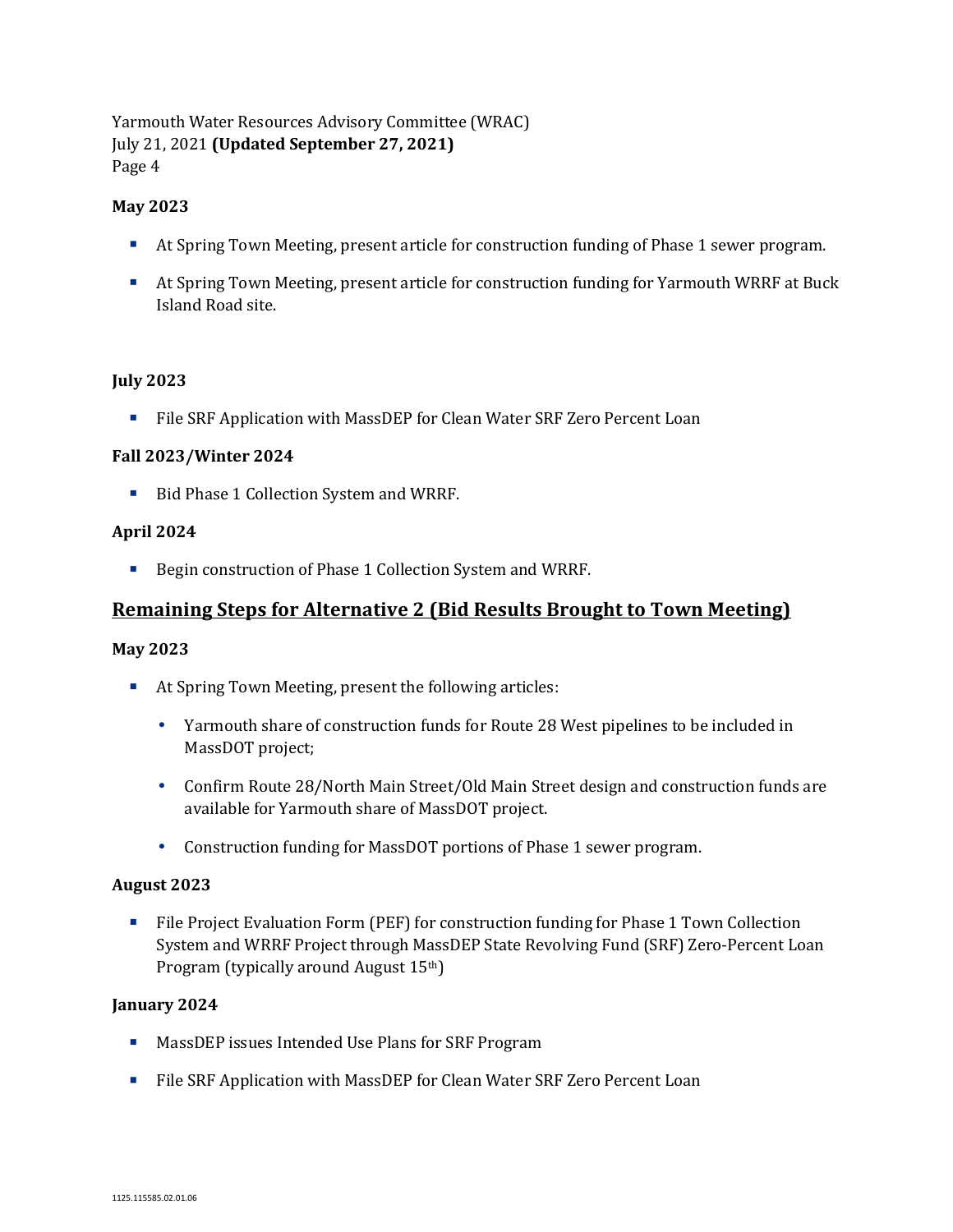**May 2023**

- At Spring Town Meeting, present article for construction funding of Phase 1 sewer program.
- At Spring Town Meeting, present article for construction funding for Yarmouth WRRF at Buck Island Road site.

**July 2023**

- File SRF Application with MassDEP for Clean Water SRF Zero Percent Loan

**Fall 2023/Winter 2024**

- Bid Phase 1 Collection System and WRRF.

**April 2024**

- Begin construction of Phase 1 Collection System and WRRF.

## Remaining Steps for Alternative 2 (Bid Results Brought to Town Meeting)

**May 2023**

- At Spring Town Meeting, present the following articles:
  - Yarmouth share of construction funds for Route 28 West pipelines to be included in MassDOT project;
  - Confirm Route 28/North Main Street/Old Main Street design and construction funds are available for Yarmouth share of MassDOT project.
  - Construction funding for MassDOT portions of Phase 1 sewer program.

**August 2023**

- File Project Evaluation Form (PEF) for construction funding for Phase 1 Town Collection System and WRRF Project through MassDEP State Revolving Fund (SRF) Zero-Percent Loan Program (typically around August 15th)

**January 2024**

- MassDEP issues Intended Use Plans for SRF Program
- File SRF Application with MassDEP for Clean Water SRF Zero Percent Loan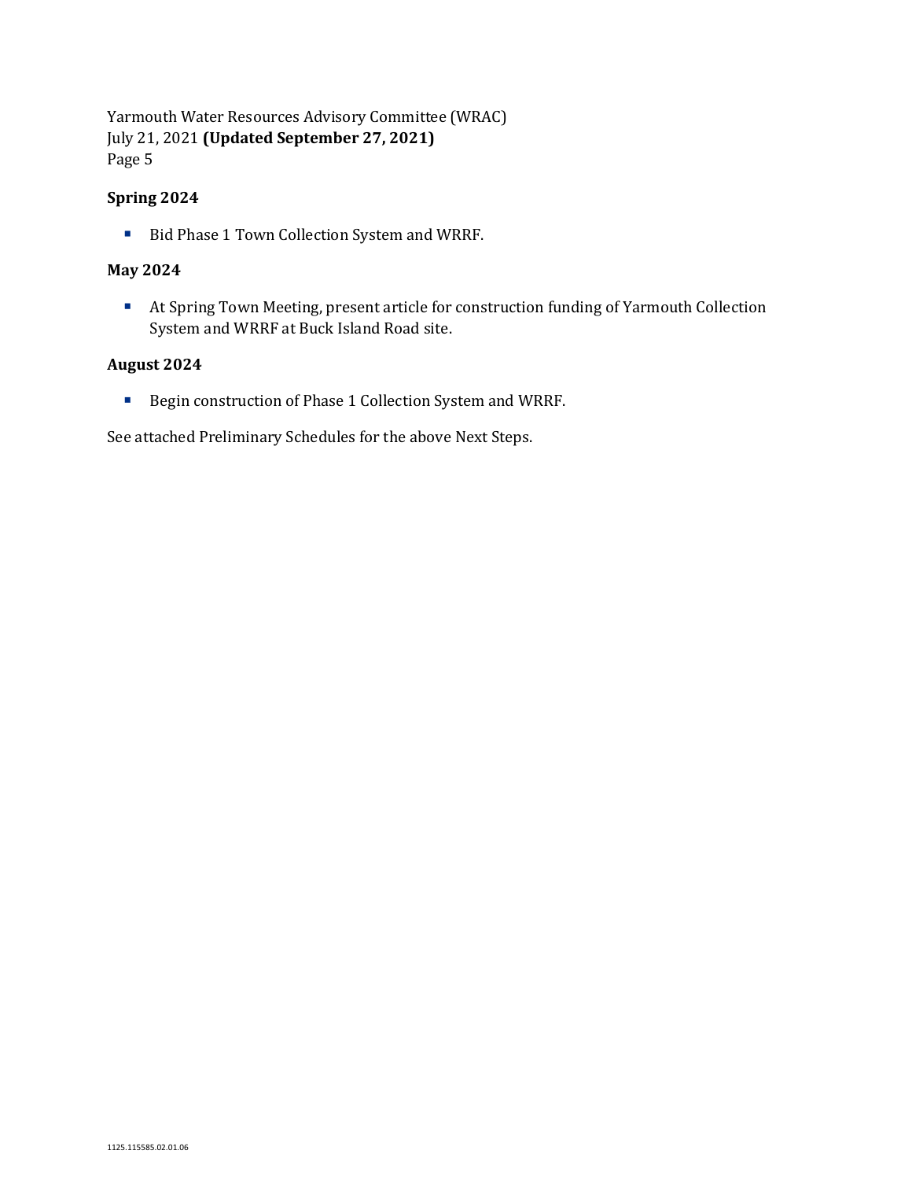### Spring 2024

- Bid Phase 1 Town Collection System and WRRF.

### May 2024

- At Spring Town Meeting, present article for construction funding of Yarmouth Collection System and WRRF at Buck Island Road site.

### August 2024

- Begin construction of Phase 1 Collection System and WRRF.

See attached Preliminary Schedules for the above Next Steps.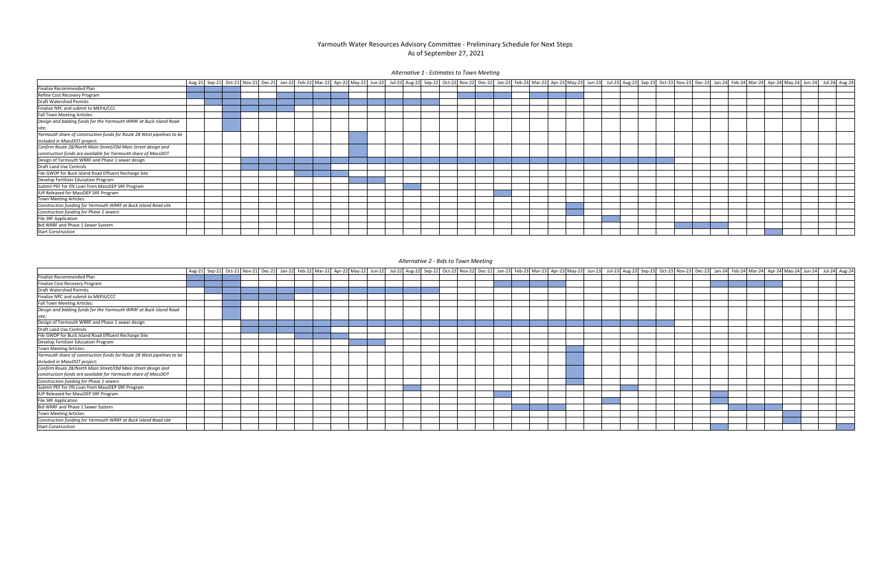# Yarmouth Water Resources Advisory Committee - Preliminary Schedule for Next Steps

As of September 27, 2021

## *Alternative 1 - Estimates to Town Meeting*

Aug-21 Sep-21 Oct-21 Nov-21 Dec-21 Jan-22 Feb-22 Mar-22 Apr-22 May-22 Jun-22 Jul-22 Aug-22 Sep-22 Oct-22 Nov-22 Dec-22 Jan-23 Feb-23 Mar-23 Apr-23 May-23 Jun-23 Jul-23 Aug-23 Sep-23 Oct-23 Nov-23 Dec-23 Jan-24 Feb-24 Mar-24 Apr-24 May-24 Jun-24 Jul-24 Aug-24

Finalize Recommended Plan

Refine Cost Recovery Program

Draft Watershed Permits

Finalize NPC and submit to MEPA/CCC

Fall Town Meeting Articles:

*Design and bidding funds for the Yarmouth WRRF at Buck Island Road site;*

*Yarmouth share of construction funds for Route 28 West pipelines to be included in MassDOT project;*

*Confirm Route 28/North Main Street/Old Main Street design and construction funds are available for Yarmouth share of MassDOT*

Design of Yarmouth WRRF and Phase 1 sewer design

Draft Land Use Controls

File GWDP for Buck Island Road Effluent Recharge Site

Develop Fertilizer Education Program

Submit PEF for 0% Loan from MassDEP SRF Program

IUP Released for MassDEP SRF Program

Town Meeting Articles:

*Construction funding for Yarmouth WRRF at Buck Island Road site*

*Construction funding for Phase 1 sewers*

File SRF Application

Bid WRRF and Phase 1 Sewer System

Start Construction

## *Alternative 2 - Bids to Town Meeting*

Aug-21 Sep-21 Oct-21 Nov-21 Dec-21 Jan-22 Feb-22 Mar-22 Apr-22 May-22 Jun-22 Jul-22 Aug-22 Sep-22 Oct-22 Nov-22 Dec-22 Jan-23 Feb-23 Mar-23 Apr-23 May-23 Jun-23 Jul-23 Aug-23 Sep-23 Oct-23 Nov-23 Dec-23 Jan-24 Feb-24 Mar-24 Apr-24 May-24 Jun-24 Jul-24 Aug-24

Finalize Recommended Plan

Finalize Cost Recovery Program

Draft Watershed Permits

Finalize NPC and submit to MEPA/CCC

Fall Town Meeting Articles:

*Design and bidding funds for the Yarmouth WRRF at Buck Island Road site;*

Design of Yarmouth WRRF and Phase 1 sewer design

Draft Land Use Controls

File GWDP for Buck Island Road Effluent Recharge Site

Develop Fertilizer Education Program

Town Meeting Articles:

*Yarmouth share of construction funds for Route 28 West pipelines to be included in MassDOT project;*

*Confirm Route 28/North Main Street/Old Main Street design and construction funds are available for Yarmouth share of MassDOT*

*Construction funding for Phase 1 sewers*

Submit PEF for 0% Loan from MassDEP SRF Program

IUP Released for MassDEP SRF Program

File SRF Application

Bid WRRF and Phase 1 Sewer System

Town Meeting Articles:

*Construction funding for Yarmouth WRRF at Buck Island Road site*

Start Construction